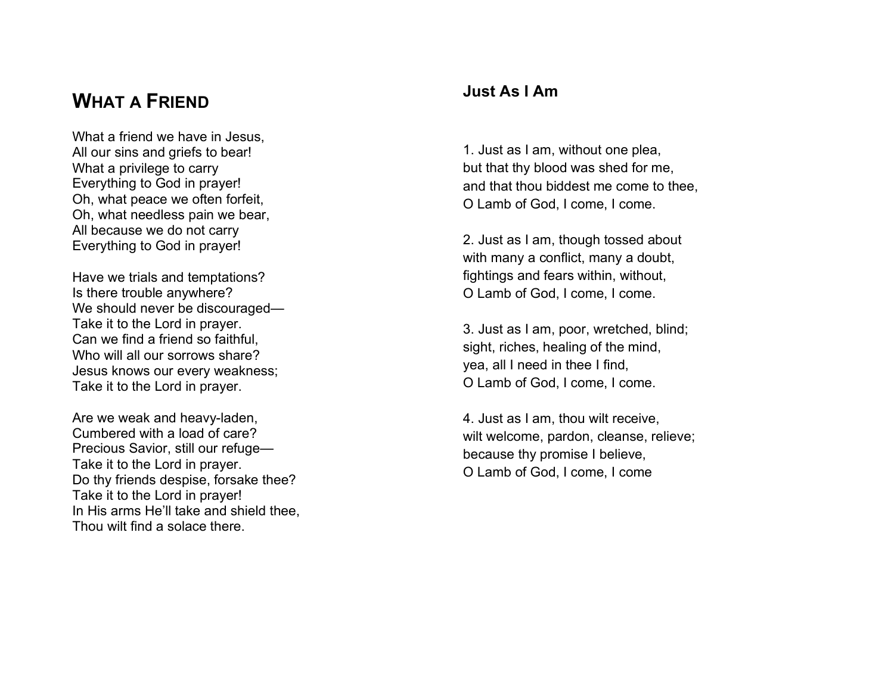# What a Friend

What a friend we have in Jesus,
All our sins and griefs to bear!
What a privilege to carry
Everything to God in prayer!
Oh, what peace we often forfeit,
Oh, what needless pain we bear,
All because we do not carry
Everything to God in prayer!

Have we trials and temptations?
Is there trouble anywhere?
We should never be discouraged—
Take it to the Lord in prayer.
Can we find a friend so faithful,
Who will all our sorrows share?
Jesus knows our every weakness;
Take it to the Lord in prayer.

Are we weak and heavy-laden,
Cumbered with a load of care?
Precious Savior, still our refuge—
Take it to the Lord in prayer.
Do thy friends despise, forsake thee?
Take it to the Lord in prayer!
In His arms He'll take and shield thee,
Thou wilt find a solace there.

## Just As I Am

1. Just as I am, without one plea,
but that thy blood was shed for me,
and that thou biddest me come to thee,
O Lamb of God, I come, I come.

2. Just as I am, though tossed about
with many a conflict, many a doubt,
fightings and fears within, without,
O Lamb of God, I come, I come.

3. Just as I am, poor, wretched, blind;
sight, riches, healing of the mind,
yea, all I need in thee I find,
O Lamb of God, I come, I come.

4. Just as I am, thou wilt receive,
wilt welcome, pardon, cleanse, relieve;
because thy promise I believe,
O Lamb of God, I come, I come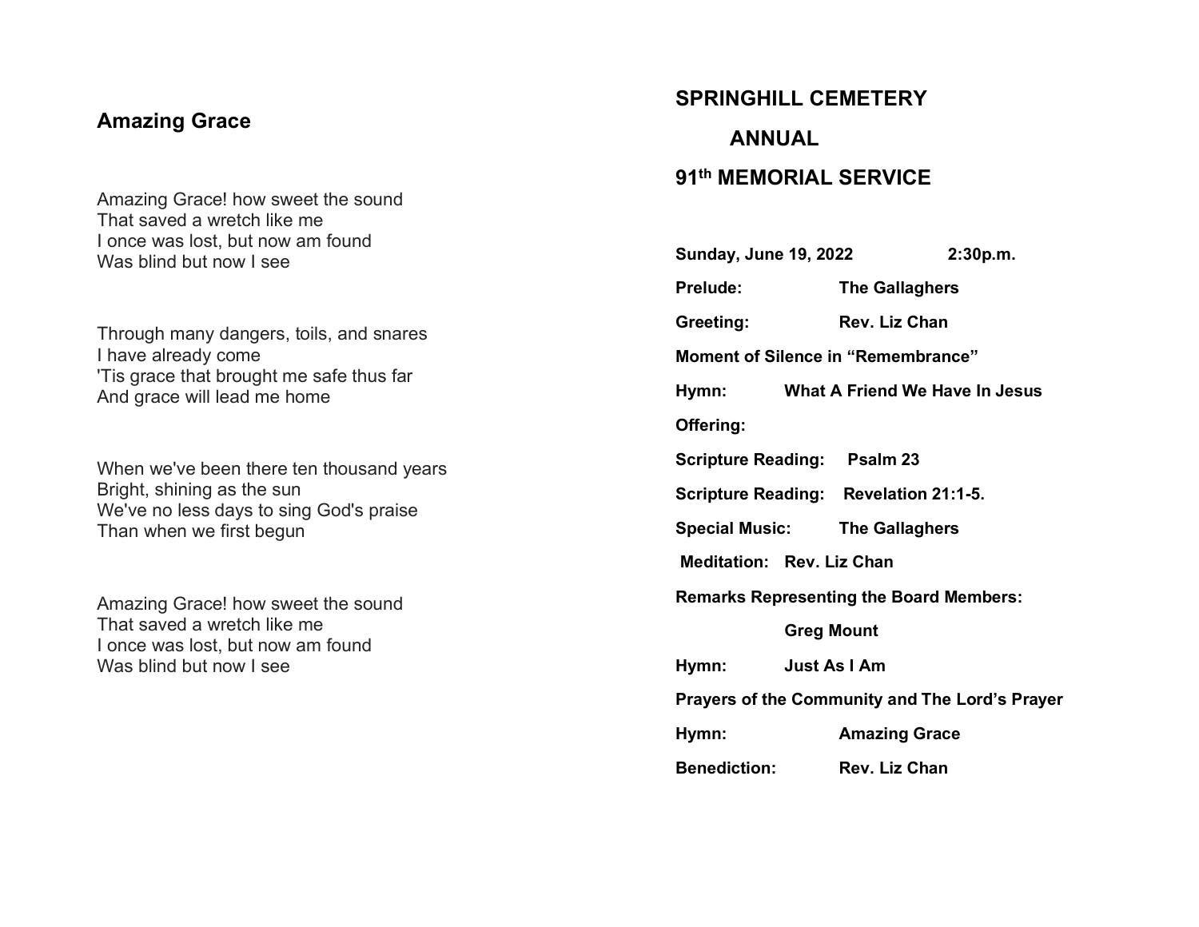## Amazing Grace

Amazing Grace! how sweet the sound
That saved a wretch like me
I once was lost, but now am found
Was blind but now I see

Through many dangers, toils, and snares
I have already come
'Tis grace that brought me safe thus far
And grace will lead me home

When we've been there ten thousand years
Bright, shining as the sun
We've no less days to sing God's praise
Than when we first begun

Amazing Grace! how sweet the sound
That saved a wretch like me
I once was lost, but now am found
Was blind but now I see

## SPRINGHILL CEMETERY

## ANNUAL

## 91th MEMORIAL SERVICE

**Sunday, June 19, 2022 2:30p.m.**

**Prelude: The Gallaghers**

**Greeting: Rev. Liz Chan**

**Moment of Silence in "Remembrance"**

**Hymn: What A Friend We Have In Jesus**

**Offering:**

**Scripture Reading: Psalm 23**

**Scripture Reading: Revelation 21:1-5.**

**Special Music: The Gallaghers**

**Meditation: Rev. Liz Chan**

**Remarks Representing the Board Members:**

**Greg Mount**

**Hymn: Just As I Am**

**Prayers of the Community and The Lord's Prayer**

**Hymn: Amazing Grace**

**Benediction: Rev. Liz Chan**